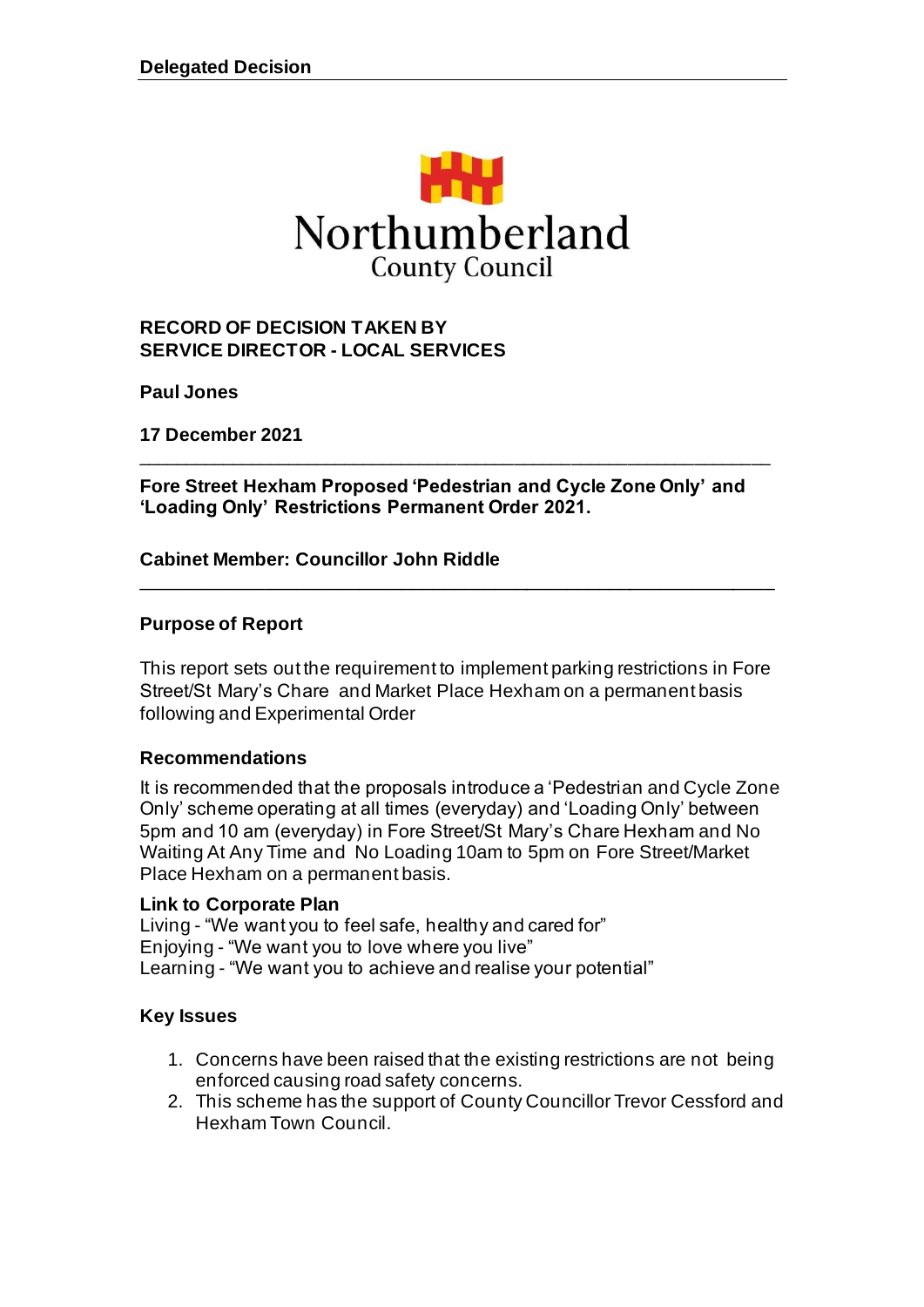**Delegated Decision**

Northumberland County Council

**RECORD OF DECISION TAKEN BY**
**SERVICE DIRECTOR - LOCAL SERVICES**

**Paul Jones**

**17 December 2021**

---

**Fore Street Hexham Proposed 'Pedestrian and Cycle Zone Only' and 'Loading Only' Restrictions Permanent Order 2021.**

**Cabinet Member: Councillor John Riddle**

---

## Purpose of Report

This report sets out the requirement to implement parking restrictions in Fore Street/St Mary's Chare and Market Place Hexham on a permanent basis following and Experimental Order

## Recommendations

It is recommended that the proposals introduce a 'Pedestrian and Cycle Zone Only' scheme operating at all times (everyday) and 'Loading Only' between 5pm and 10 am (everyday) in Fore Street/St Mary's Chare Hexham and No Waiting At Any Time and No Loading 10am to 5pm on Fore Street/Market Place Hexham on a permanent basis.

## Link to Corporate Plan

Living - "We want you to feel safe, healthy and cared for"
Enjoying - "We want you to love where you live"
Learning - "We want you to achieve and realise your potential"

## Key Issues

1. Concerns have been raised that the existing restrictions are not being enforced causing road safety concerns.
2. This scheme has the support of County Councillor Trevor Cessford and Hexham Town Council.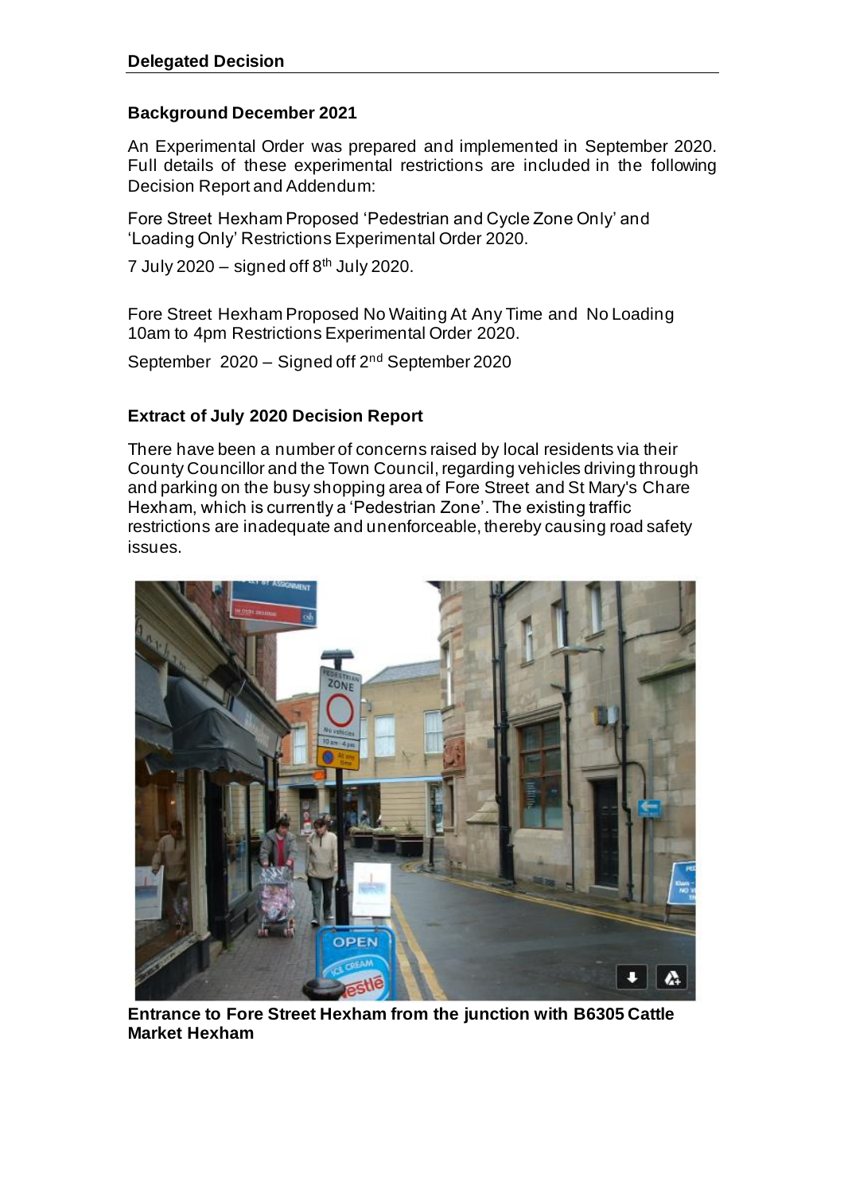**Delegated Decision**

### Background December 2021

An Experimental Order was prepared and implemented in September 2020. Full details of these experimental restrictions are included in the following Decision Report and Addendum:

Fore Street Hexham Proposed 'Pedestrian and Cycle Zone Only' and 'Loading Only' Restrictions Experimental Order 2020.

7 July 2020 – signed off 8th July 2020.

Fore Street Hexham Proposed No Waiting At Any Time and No Loading 10am to 4pm Restrictions Experimental Order 2020.

September 2020 – Signed off 2nd September 2020

### Extract of July 2020 Decision Report

There have been a number of concerns raised by local residents via their County Councillor and the Town Council, regarding vehicles driving through and parking on the busy shopping area of Fore Street and St Mary's Chare Hexham, which is currently a 'Pedestrian Zone'. The existing traffic restrictions are inadequate and unenforceable, thereby causing road safety issues.

**Entrance to Fore Street Hexham from the junction with B6305 Cattle Market Hexham**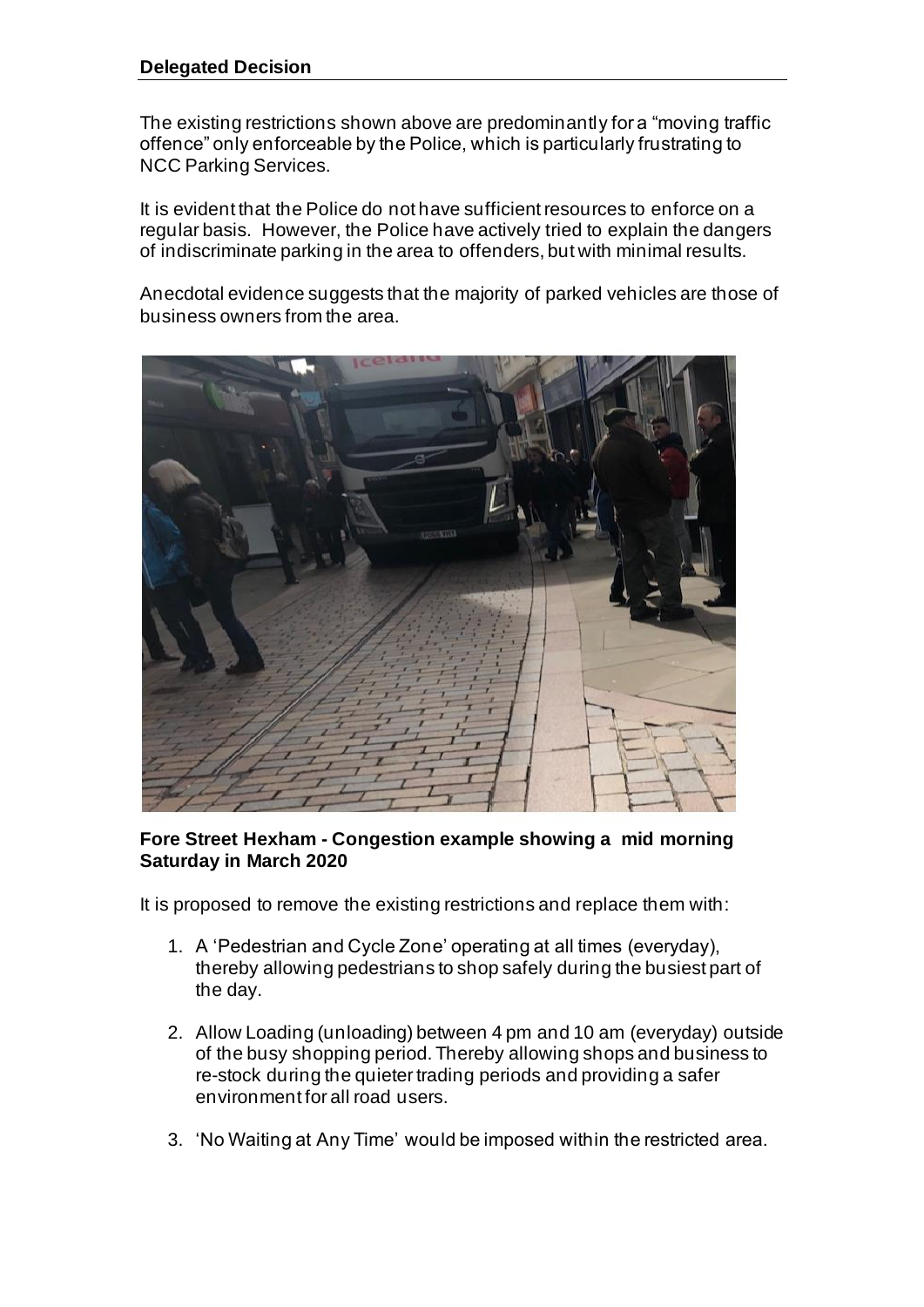**Delegated Decision**

The existing restrictions shown above are predominantly for a "moving traffic offence" only enforceable by the Police, which is particularly frustrating to NCC Parking Services.

It is evident that the Police do not have sufficient resources to enforce on a regular basis. However, the Police have actively tried to explain the dangers of indiscriminate parking in the area to offenders, but with minimal results.

Anecdotal evidence suggests that the majority of parked vehicles are those of business owners from the area.

**Fore Street Hexham - Congestion example showing a mid morning Saturday in March 2020**

It is proposed to remove the existing restrictions and replace them with:

1. A 'Pedestrian and Cycle Zone' operating at all times (everyday), thereby allowing pedestrians to shop safely during the busiest part of the day.

2. Allow Loading (unloading) between 4 pm and 10 am (everyday) outside of the busy shopping period. Thereby allowing shops and business to re-stock during the quieter trading periods and providing a safer environment for all road users.

3. 'No Waiting at Any Time' would be imposed within the restricted area.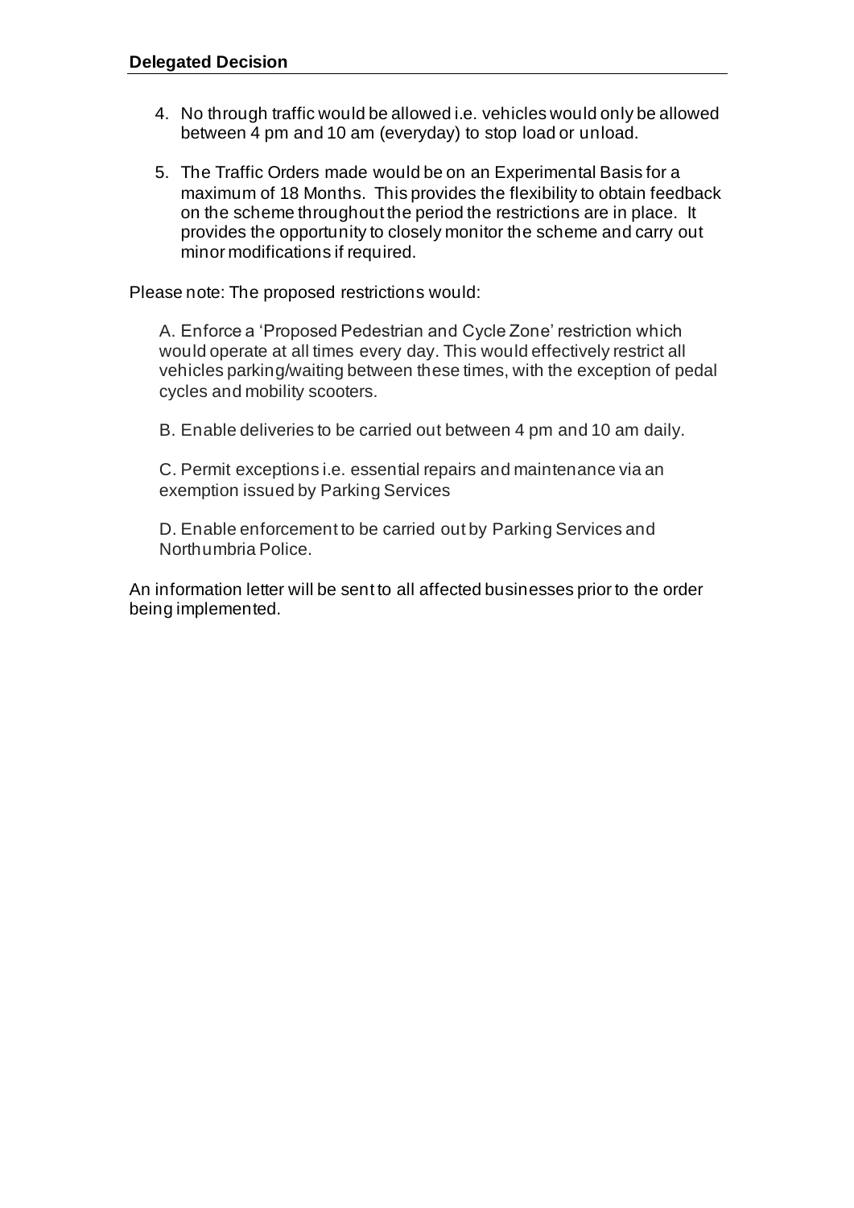4. No through traffic would be allowed i.e. vehicles would only be allowed between 4 pm and 10 am (everyday) to stop load or unload.

5. The Traffic Orders made would be on an Experimental Basis for a maximum of 18 Months. This provides the flexibility to obtain feedback on the scheme throughout the period the restrictions are in place. It provides the opportunity to closely monitor the scheme and carry out minor modifications if required.

Please note: The proposed restrictions would:

A. Enforce a 'Proposed Pedestrian and Cycle Zone' restriction which would operate at all times every day. This would effectively restrict all vehicles parking/waiting between these times, with the exception of pedal cycles and mobility scooters.

B. Enable deliveries to be carried out between 4 pm and 10 am daily.

C. Permit exceptions i.e. essential repairs and maintenance via an exemption issued by Parking Services

D. Enable enforcement to be carried out by Parking Services and Northumbria Police.

An information letter will be sent to all affected businesses prior to the order being implemented.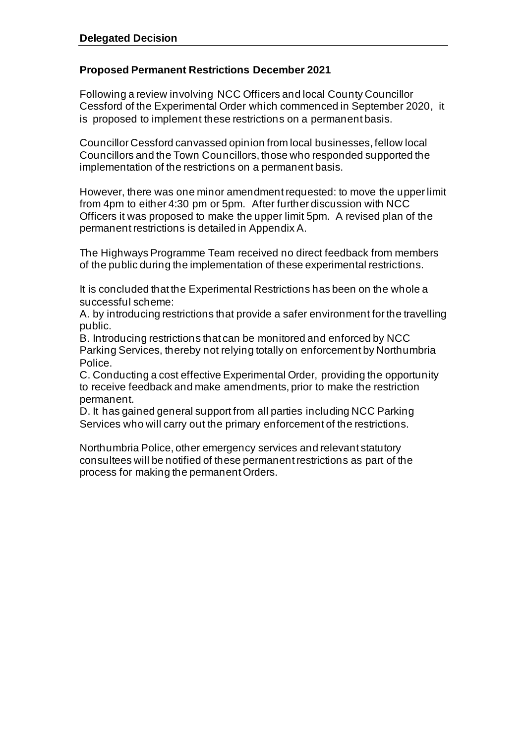**Delegated Decision**

**Proposed Permanent Restrictions December 2021**

Following a review involving NCC Officers and local County Councillor Cessford of the Experimental Order which commenced in September 2020, it is proposed to implement these restrictions on a permanent basis.

Councillor Cessford canvassed opinion from local businesses, fellow local Councillors and the Town Councillors, those who responded supported the implementation of the restrictions on a permanent basis.

However, there was one minor amendment requested: to move the upper limit from 4pm to either 4:30 pm or 5pm. After further discussion with NCC Officers it was proposed to make the upper limit 5pm. A revised plan of the permanent restrictions is detailed in Appendix A.

The Highways Programme Team received no direct feedback from members of the public during the implementation of these experimental restrictions.

It is concluded that the Experimental Restrictions has been on the whole a successful scheme:

A. by introducing restrictions that provide a safer environment for the travelling public.
B. Introducing restrictions that can be monitored and enforced by NCC Parking Services, thereby not relying totally on enforcement by Northumbria Police.
C. Conducting a cost effective Experimental Order, providing the opportunity to receive feedback and make amendments, prior to make the restriction permanent.
D. It has gained general support from all parties including NCC Parking Services who will carry out the primary enforcement of the restrictions.

Northumbria Police, other emergency services and relevant statutory consultees will be notified of these permanent restrictions as part of the process for making the permanent Orders.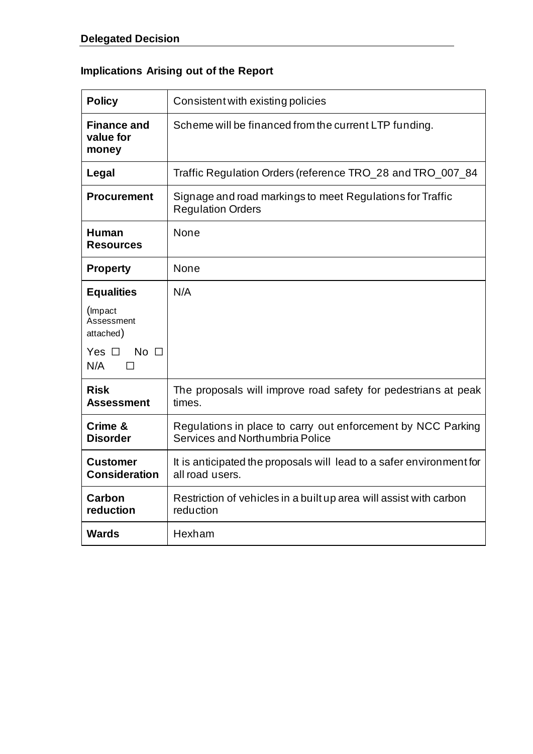**Delegated Decision**

**Implications Arising out of the Report**

| | |
|---|---|
| **Policy** | Consistent with existing policies |
| **Finance and value for money** | Scheme will be financed from the current LTP funding. |
| **Legal** | Traffic Regulation Orders (reference TRO_28 and TRO_007_84 |
| **Procurement** | Signage and road markings to meet Regulations for Traffic Regulation Orders |
| **Human Resources** | None |
| **Property** | None |
| **Equalities** (Impact Assessment attached) Yes ☐ No ☐ N/A ☐ | N/A |
| **Risk Assessment** | The proposals will improve road safety for pedestrians at peak times. |
| **Crime & Disorder** | Regulations in place to carry out enforcement by NCC Parking Services and Northumbria Police |
| **Customer Consideration** | It is anticipated the proposals will lead to a safer environment for all road users. |
| **Carbon reduction** | Restriction of vehicles in a built up area will assist with carbon reduction |
| **Wards** | Hexham |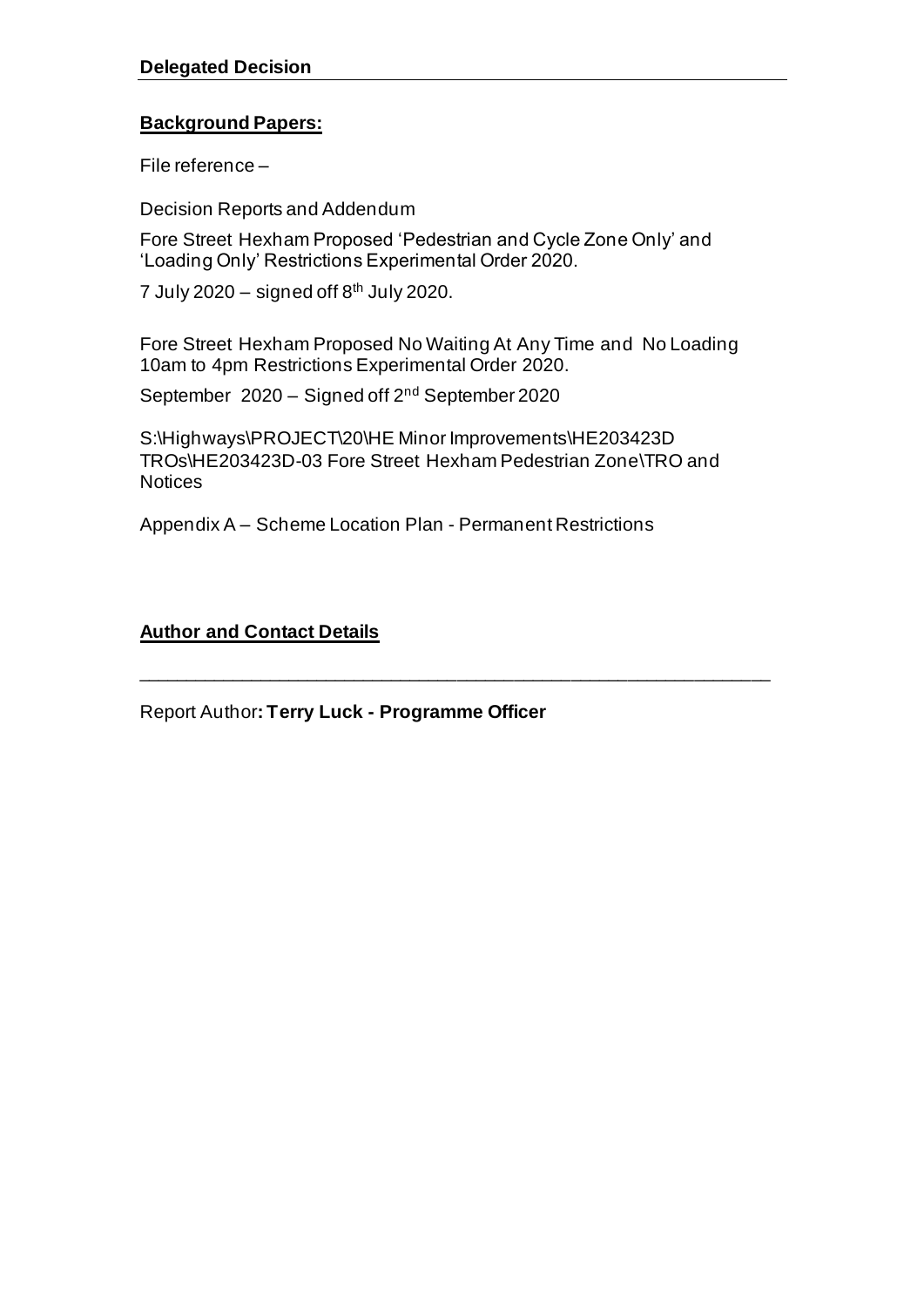**Delegated Decision**

**Background Papers:**

File reference –

Decision Reports and Addendum

Fore Street Hexham Proposed 'Pedestrian and Cycle Zone Only' and 'Loading Only' Restrictions Experimental Order 2020.

7 July 2020 – signed off 8th July 2020.

Fore Street Hexham Proposed No Waiting At Any Time and No Loading 10am to 4pm Restrictions Experimental Order 2020.

September 2020 – Signed off 2nd September 2020

S:\Highways\PROJECT\20\HE Minor Improvements\HE203423D TROs\HE203423D-03 Fore Street Hexham Pedestrian Zone\TRO and Notices

Appendix A – Scheme Location Plan - Permanent Restrictions

**Author and Contact Details**

---

Report Author**: Terry Luck - Programme Officer**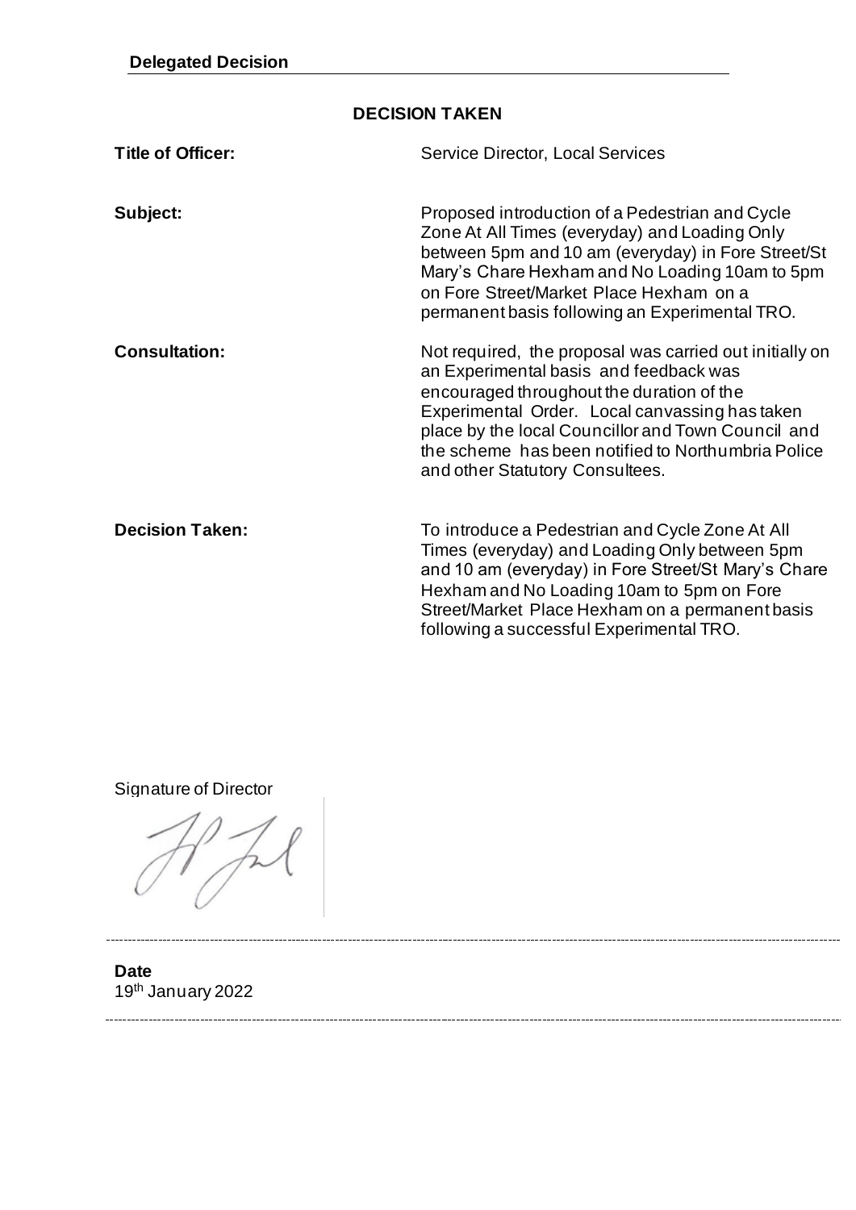**Delegated Decision**

## DECISION TAKEN

**Title of Officer:** Service Director, Local Services

**Subject:** Proposed introduction of a Pedestrian and Cycle Zone At All Times (everyday) and Loading Only between 5pm and 10 am (everyday) in Fore Street/St Mary's Chare Hexham and No Loading 10am to 5pm on Fore Street/Market Place Hexham on a permanent basis following an Experimental TRO.

**Consultation:** Not required, the proposal was carried out initially on an Experimental basis and feedback was encouraged throughout the duration of the Experimental Order. Local canvassing has taken place by the local Councillor and Town Council and the scheme has been notified to Northumbria Police and other Statutory Consultees.

**Decision Taken:** To introduce a Pedestrian and Cycle Zone At All Times (everyday) and Loading Only between 5pm and 10 am (everyday) in Fore Street/St Mary's Chare Hexham and No Loading 10am to 5pm on Fore Street/Market Place Hexham on a permanent basis following a successful Experimental TRO.

Signature of Director

---

**Date**
19th January 2022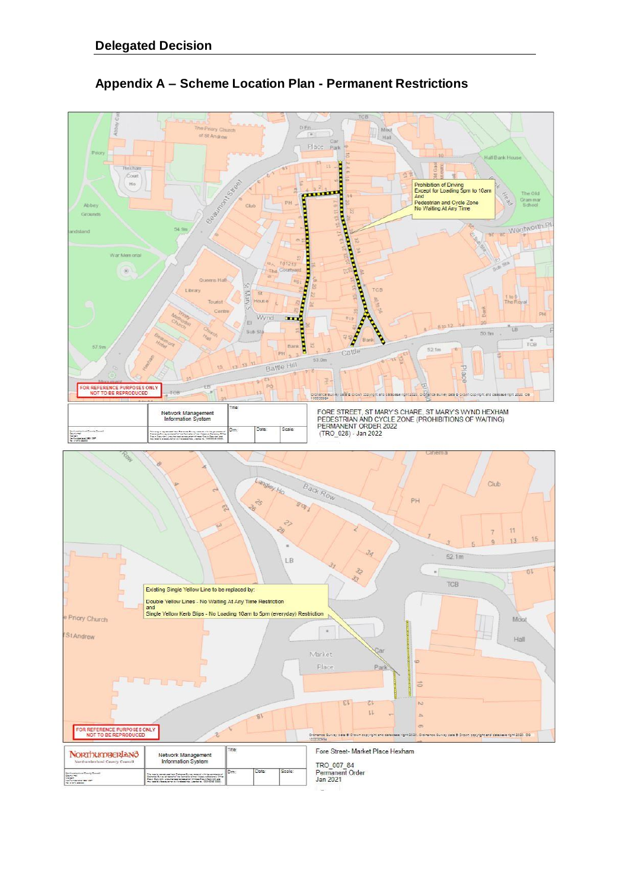## Delegated Decision

### Appendix A – Scheme Location Plan - Permanent Restrictions

Prohibition of Driving
Except for Loading 5pm to 10am
And
Pedestrian and Cycle Zone
No Waiting At Any Time

FOR REFERENCE PURPOSES ONLY
NOT TO BE REPRODUCED

Network Management Information System

FORE STREET, ST MARY'S CHARE, ST MARY'S WYND HEXHAM
PEDESTRIAN AND CYCLE ZONE (PROHIBITIONS OF WAITING)
PERMANENT ORDER 2022
(TRO_028) - Jan 2022

Existing Single Yellow Line to be replaced by:

Double Yellow Lines - No Waiting At Any Time Restriction
and
Single Yellow Kerb Blips - No Loading 10am to 5pm (everyday) Restriction

FOR REFERENCE PURPOSES ONLY
NOT TO BE REPRODUCED

Northumberland County Council

Network Management Information System

Fore Street- Market Place Hexham

TRO_007_84
Permanent Order
Jan 2021